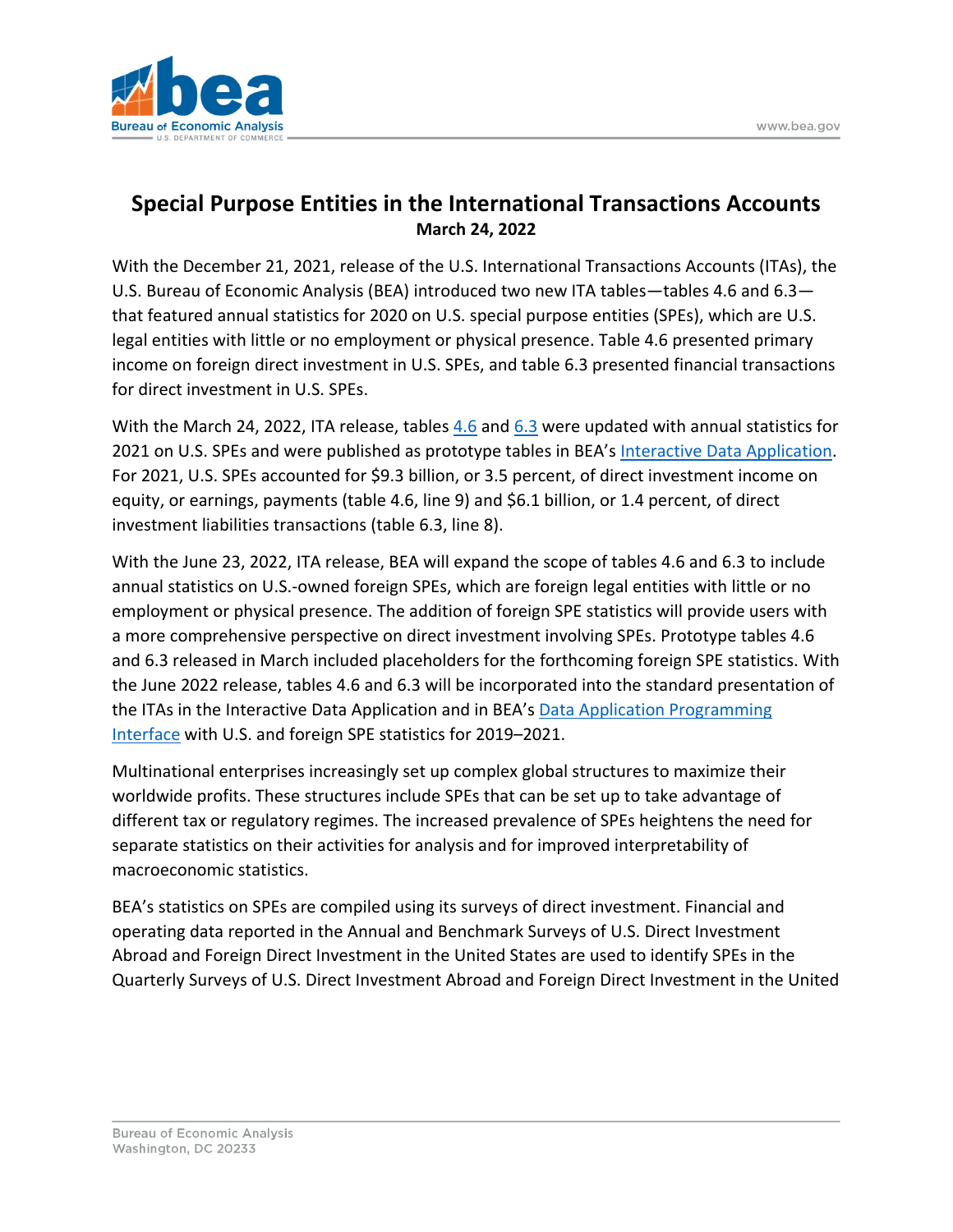# Special Purpose Entities in the International Transactions Accounts

**March 24, 2022**

With the December 21, 2021, release of the U.S. International Transactions Accounts (ITAs), the U.S. Bureau of Economic Analysis (BEA) introduced two new ITA tables—tables 4.6 and 6.3—that featured annual statistics for 2020 on U.S. special purpose entities (SPEs), which are U.S. legal entities with little or no employment or physical presence. Table 4.6 presented primary income on foreign direct investment in U.S. SPEs, and table 6.3 presented financial transactions for direct investment in U.S. SPEs.

With the March 24, 2022, ITA release, tables 4.6 and 6.3 were updated with annual statistics for 2021 on U.S. SPEs and were published as prototype tables in BEA's Interactive Data Application. For 2021, U.S. SPEs accounted for $9.3 billion, or 3.5 percent, of direct investment income on equity, or earnings, payments (table 4.6, line 9) and $6.1 billion, or 1.4 percent, of direct investment liabilities transactions (table 6.3, line 8).

With the June 23, 2022, ITA release, BEA will expand the scope of tables 4.6 and 6.3 to include annual statistics on U.S.-owned foreign SPEs, which are foreign legal entities with little or no employment or physical presence. The addition of foreign SPE statistics will provide users with a more comprehensive perspective on direct investment involving SPEs. Prototype tables 4.6 and 6.3 released in March included placeholders for the forthcoming foreign SPE statistics. With the June 2022 release, tables 4.6 and 6.3 will be incorporated into the standard presentation of the ITAs in the Interactive Data Application and in BEA's Data Application Programming Interface with U.S. and foreign SPE statistics for 2019–2021.

Multinational enterprises increasingly set up complex global structures to maximize their worldwide profits. These structures include SPEs that can be set up to take advantage of different tax or regulatory regimes. The increased prevalence of SPEs heightens the need for separate statistics on their activities for analysis and for improved interpretability of macroeconomic statistics.

BEA's statistics on SPEs are compiled using its surveys of direct investment. Financial and operating data reported in the Annual and Benchmark Surveys of U.S. Direct Investment Abroad and Foreign Direct Investment in the United States are used to identify SPEs in the Quarterly Surveys of U.S. Direct Investment Abroad and Foreign Direct Investment in the United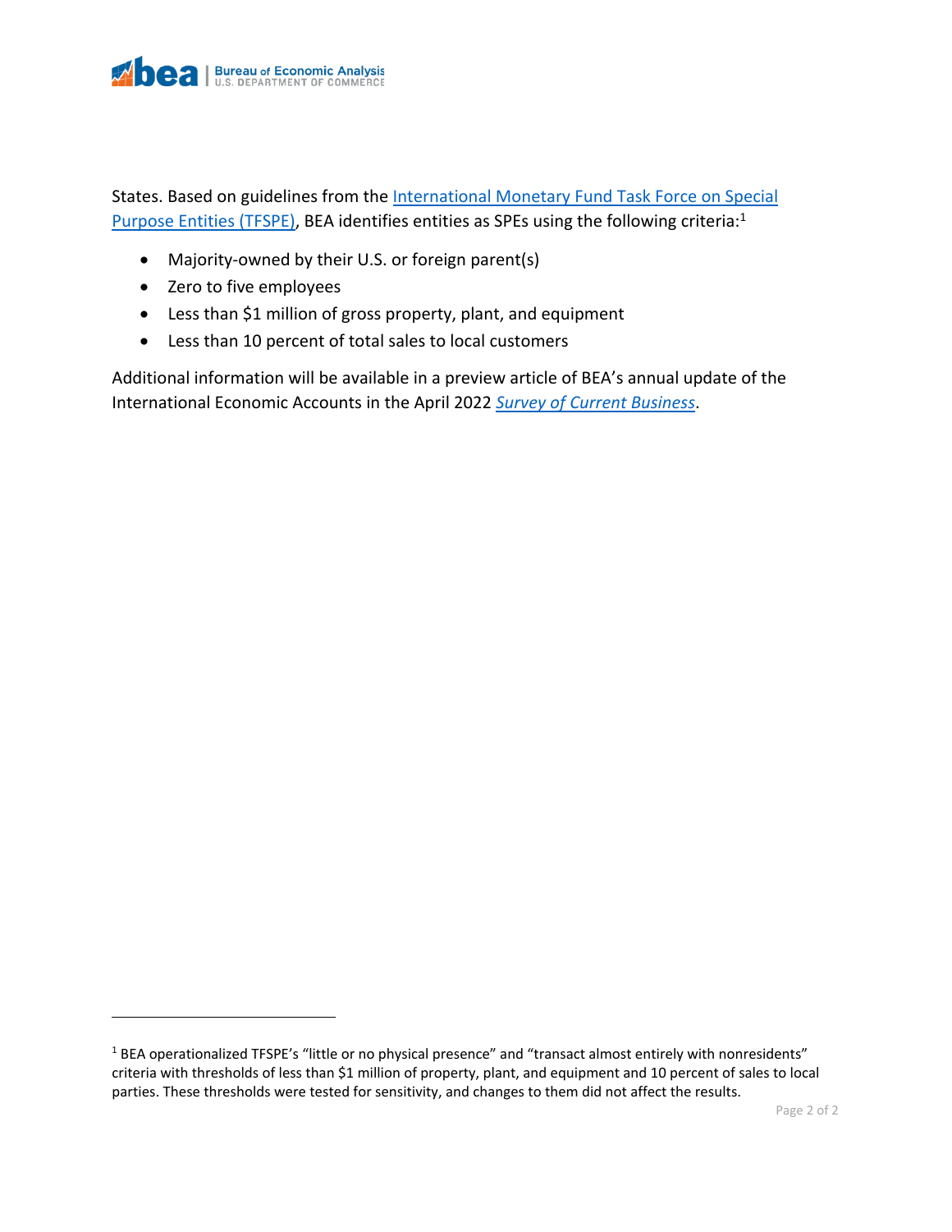States. Based on guidelines from the International Monetary Fund Task Force on Special Purpose Entities (TFSPE), BEA identifies entities as SPEs using the following criteria:[1]

- Majority-owned by their U.S. or foreign parent(s)
- Zero to five employees
- Less than $1 million of gross property, plant, and equipment
- Less than 10 percent of total sales to local customers

Additional information will be available in a preview article of BEA's annual update of the International Economic Accounts in the April 2022 *Survey of Current Business*.

[1] BEA operationalized TFSPE's "little or no physical presence" and "transact almost entirely with nonresidents" criteria with thresholds of less than $1 million of property, plant, and equipment and 10 percent of sales to local parties. These thresholds were tested for sensitivity, and changes to them did not affect the results.